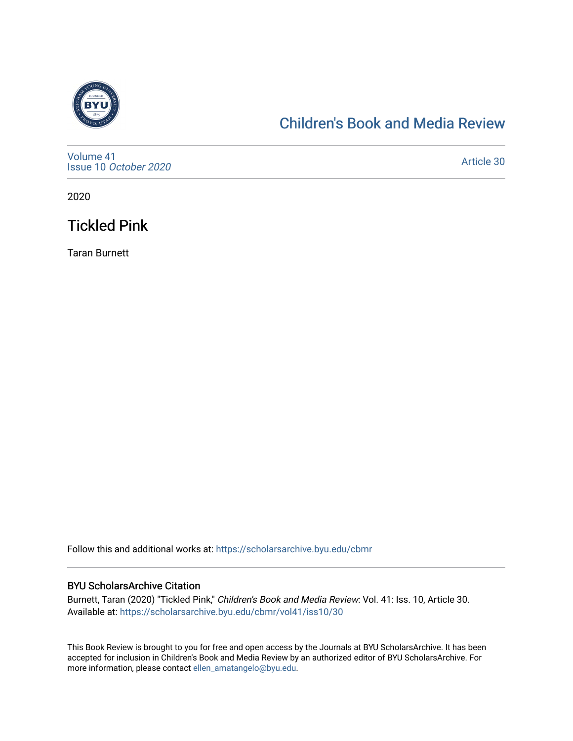[Children's Book and Media Review](https://scholarsarchive.byu.edu/cbmr)

Volume 41
Issue 10 *October 2020*

Article 30

2020

# Tickled Pink

Taran Burnett

Follow this and additional works at: https://scholarsarchive.byu.edu/cbmr

### BYU ScholarsArchive Citation

Burnett, Taran (2020) "Tickled Pink," *Children's Book and Media Review*: Vol. 41: Iss. 10, Article 30.
Available at: https://scholarsarchive.byu.edu/cbmr/vol41/iss10/30

This Book Review is brought to you for free and open access by the Journals at BYU ScholarsArchive. It has been accepted for inclusion in Children's Book and Media Review by an authorized editor of BYU ScholarsArchive. For more information, please contact ellen_amatangelo@byu.edu.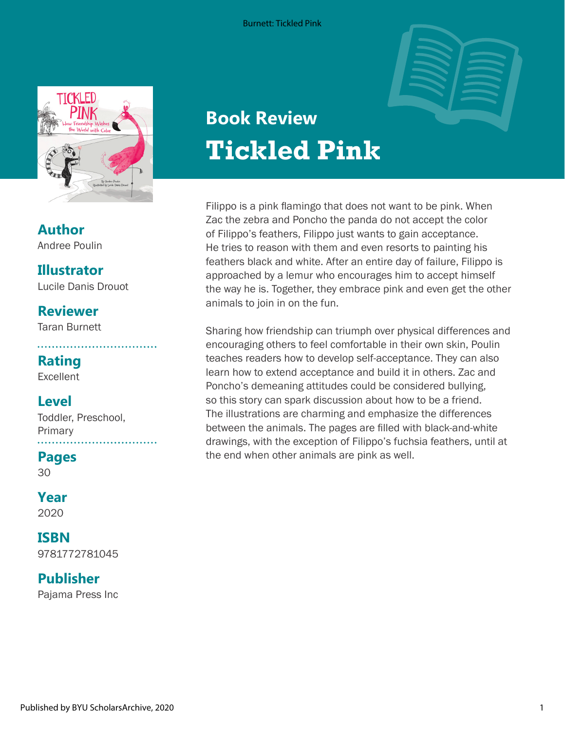# Book Review

# Tickled Pink

## Author
Andree Poulin

## Illustrator
Lucile Danis Drouot

## Reviewer
Taran Burnett

## Rating
Excellent

## Level
Toddler, Preschool, Primary

## Pages
30

## Year
2020

## ISBN
9781772781045

## Publisher
Pajama Press Inc

Filippo is a pink flamingo that does not want to be pink. When Zac the zebra and Poncho the panda do not accept the color of Filippo's feathers, Filippo just wants to gain acceptance. He tries to reason with them and even resorts to painting his feathers black and white. After an entire day of failure, Filippo is approached by a lemur who encourages him to accept himself the way he is. Together, they embrace pink and even get the other animals to join in on the fun.

Sharing how friendship can triumph over physical differences and encouraging others to feel comfortable in their own skin, Poulin teaches readers how to develop self-acceptance. They can also learn how to extend acceptance and build it in others. Zac and Poncho's demeaning attitudes could be considered bullying, so this story can spark discussion about how to be a friend. The illustrations are charming and emphasize the differences between the animals. The pages are filled with black-and-white drawings, with the exception of Filippo's fuchsia feathers, until at the end when other animals are pink as well.